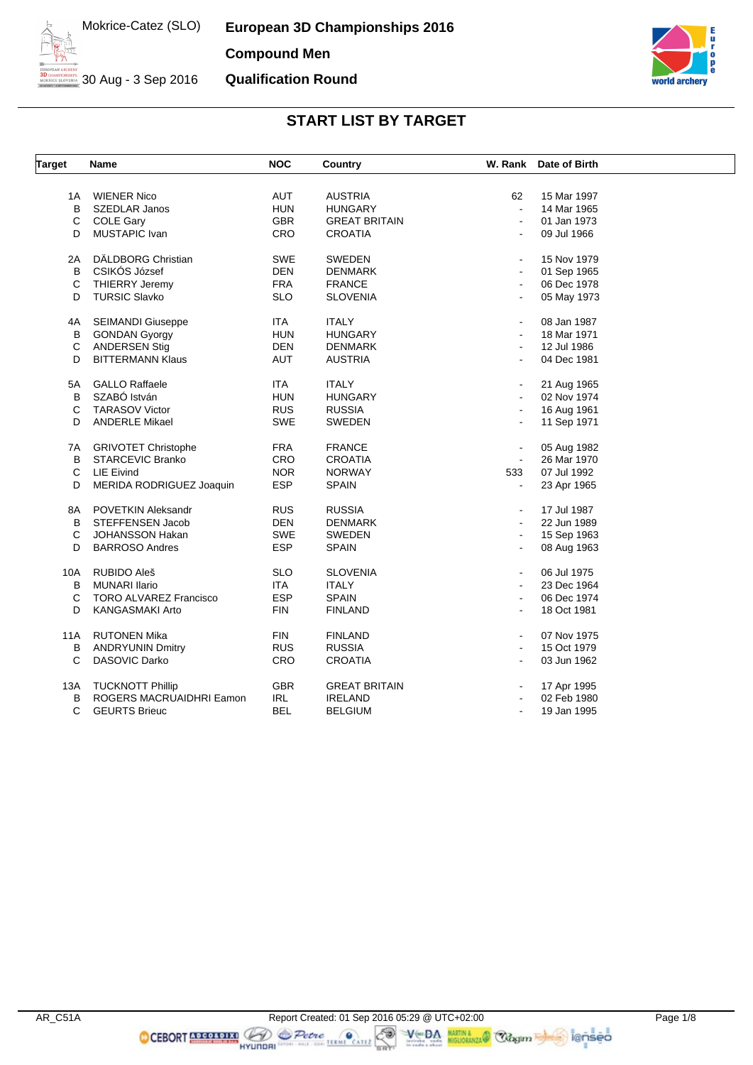Mokrice-Catez (SLO)

30 Aug - 3 Sep 2016

# European 3D Championships 2016

## Compound Men

## Qualification Round

## START LIST BY TARGET

| Target | Name | NOC | Country | W. Rank | Date of Birth |
|---|---|---|---|---|---|
| 1A | WIENER Nico | AUT | AUSTRIA | 62 | 15 Mar 1997 |
| B | SZEDLAR Janos | HUN | HUNGARY | - | 14 Mar 1965 |
| C | COLE Gary | GBR | GREAT BRITAIN | - | 01 Jan 1973 |
| D | MUSTAPIC Ivan | CRO | CROATIA | - | 09 Jul 1966 |
| 2A | DÄLDBORG Christian | SWE | SWEDEN | - | 15 Nov 1979 |
| B | CSIKÓS József | DEN | DENMARK | - | 01 Sep 1965 |
| C | THIERRY Jeremy | FRA | FRANCE | - | 06 Dec 1978 |
| D | TURSIC Slavko | SLO | SLOVENIA | - | 05 May 1973 |
| 4A | SEIMANDI Giuseppe | ITA | ITALY | - | 08 Jan 1987 |
| B | GONDAN Gyorgy | HUN | HUNGARY | - | 18 Mar 1971 |
| C | ANDERSEN Stig | DEN | DENMARK | - | 12 Jul 1986 |
| D | BITTERMANN Klaus | AUT | AUSTRIA | - | 04 Dec 1981 |
| 5A | GALLO Raffaele | ITA | ITALY | - | 21 Aug 1965 |
| B | SZABÓ István | HUN | HUNGARY | - | 02 Nov 1974 |
| C | TARASOV Victor | RUS | RUSSIA | - | 16 Aug 1961 |
| D | ANDERLE Mikael | SWE | SWEDEN | - | 11 Sep 1971 |
| 7A | GRIVOTET Christophe | FRA | FRANCE | - | 05 Aug 1982 |
| B | STARCEVIC Branko | CRO | CROATIA | - | 26 Mar 1970 |
| C | LIE Eivind | NOR | NORWAY | 533 | 07 Jul 1992 |
| D | MERIDA RODRIGUEZ Joaquin | ESP | SPAIN | - | 23 Apr 1965 |
| 8A | POVETKIN Aleksandr | RUS | RUSSIA | - | 17 Jul 1987 |
| B | STEFFENSEN Jacob | DEN | DENMARK | - | 22 Jun 1989 |
| C | JOHANSSON Hakan | SWE | SWEDEN | - | 15 Sep 1963 |
| D | BARROSO Andres | ESP | SPAIN | - | 08 Aug 1963 |
| 10A | RUBIDO Aleš | SLO | SLOVENIA | - | 06 Jul 1975 |
| B | MUNARI Ilario | ITA | ITALY | - | 23 Dec 1964 |
| C | TORO ALVAREZ Francisco | ESP | SPAIN | - | 06 Dec 1974 |
| D | KANGASMAKI Arto | FIN | FINLAND | - | 18 Oct 1981 |
| 11A | RUTONEN Mika | FIN | FINLAND | - | 07 Nov 1975 |
| B | ANDRYUNIN Dmitry | RUS | RUSSIA | - | 15 Oct 1979 |
| C | DASOVIC Darko | CRO | CROATIA | - | 03 Jun 1962 |
| 13A | TUCKNOTT Phillip | GBR | GREAT BRITAIN | - | 17 Apr 1995 |
| B | ROGERS MACRUAIDHRI Eamon | IRL | IRELAND | - | 02 Feb 1980 |
| C | GEURTS Brieuc | BEL | BELGIUM | - | 19 Jan 1995 |

AR_C51A Report Created: 01 Sep 2016 05:29 @ UTC+02:00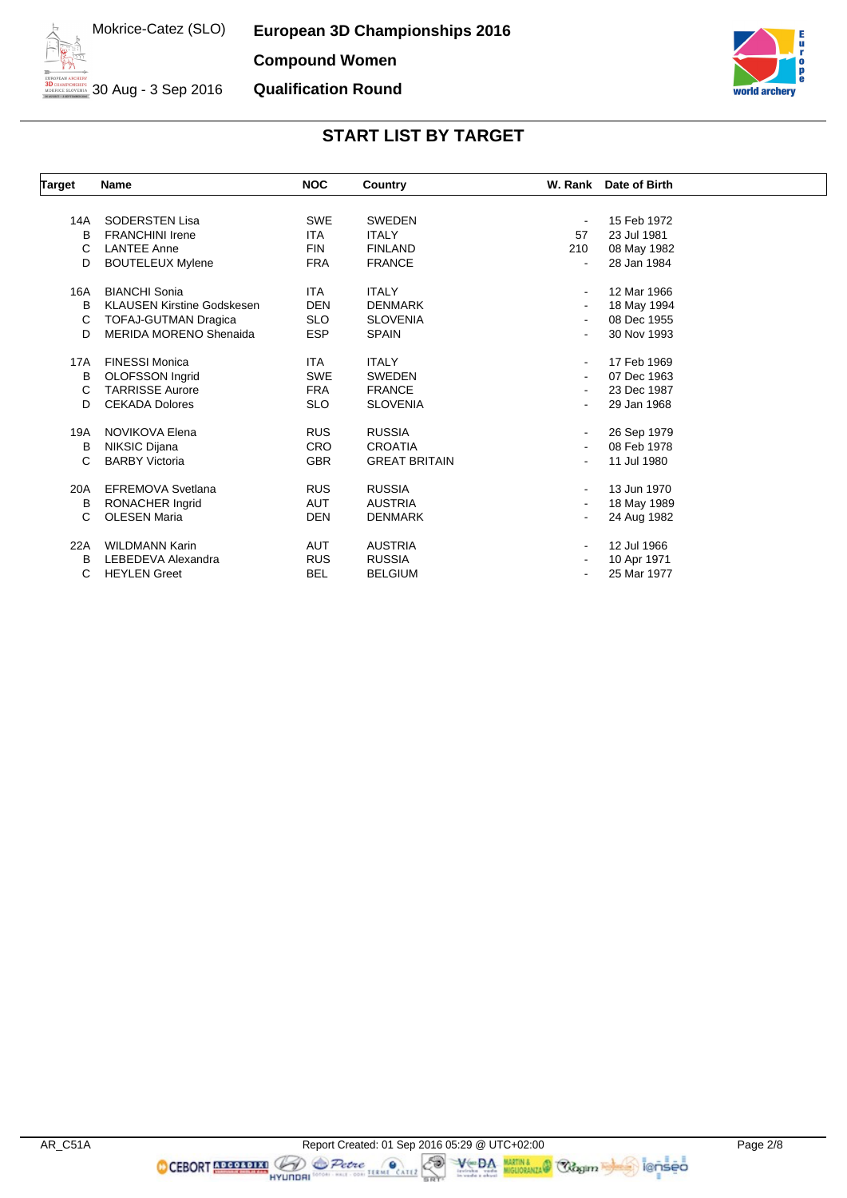# European 3D Championships 2016

**Compound Women**

**Qualification Round**

Mokrice-Catez (SLO)

30 Aug - 3 Sep 2016

## START LIST BY TARGET

| Target | Name | NOC | Country | W. Rank | Date of Birth |
|---|---|---|---|---|---|
| 14A | SODERSTEN Lisa | SWE | SWEDEN | - | 15 Feb 1972 |
| B | FRANCHINI Irene | ITA | ITALY | 57 | 23 Jul 1981 |
| C | LANTEE Anne | FIN | FINLAND | 210 | 08 May 1982 |
| D | BOUTELEUX Mylene | FRA | FRANCE | - | 28 Jan 1984 |
| 16A | BIANCHI Sonia | ITA | ITALY | - | 12 Mar 1966 |
| B | KLAUSEN Kirstine Godskesen | DEN | DENMARK | - | 18 May 1994 |
| C | TOFAJ-GUTMAN Dragica | SLO | SLOVENIA | - | 08 Dec 1955 |
| D | MERIDA MORENO Shenaida | ESP | SPAIN | - | 30 Nov 1993 |
| 17A | FINESSI Monica | ITA | ITALY | - | 17 Feb 1969 |
| B | OLOFSSON Ingrid | SWE | SWEDEN | - | 07 Dec 1963 |
| C | TARRISSE Aurore | FRA | FRANCE | - | 23 Dec 1987 |
| D | CEKADA Dolores | SLO | SLOVENIA | - | 29 Jan 1968 |
| 19A | NOVIKOVA Elena | RUS | RUSSIA | - | 26 Sep 1979 |
| B | NIKSIC Dijana | CRO | CROATIA | - | 08 Feb 1978 |
| C | BARBY Victoria | GBR | GREAT BRITAIN | - | 11 Jul 1980 |
| 20A | EFREMOVA Svetlana | RUS | RUSSIA | - | 13 Jun 1970 |
| B | RONACHER Ingrid | AUT | AUSTRIA | - | 18 May 1989 |
| C | OLESEN Maria | DEN | DENMARK | - | 24 Aug 1982 |
| 22A | WILDMANN Karin | AUT | AUSTRIA | - | 12 Jul 1966 |
| B | LEBEDEVA Alexandra | RUS | RUSSIA | - | 10 Apr 1971 |
| C | HEYLEN Greet | BEL | BELGIUM | - | 25 Mar 1977 |

AR_C51A Report Created: 01 Sep 2016 05:29 @ UTC+02:00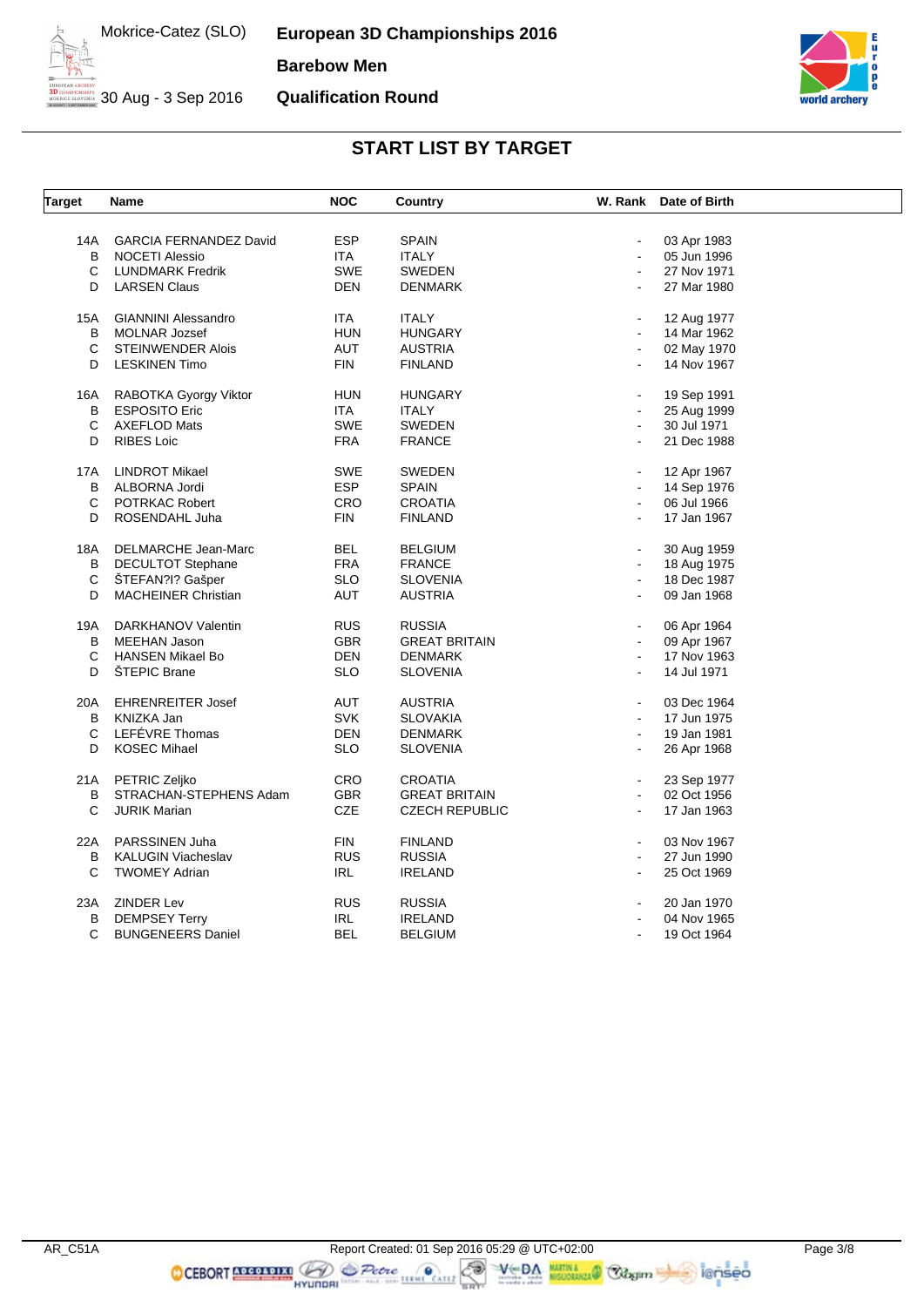# European 3D Championships 2016

**Barebow Men**

**Qualification Round**

Mokrice-Catez (SLO)

30 Aug - 3 Sep 2016

## START LIST BY TARGET

| Target | Name | NOC | Country | W. Rank | Date of Birth |
|---|---|---|---|---|---|
| 14A | GARCIA FERNANDEZ David | ESP | SPAIN | - | 03 Apr 1983 |
| B | NOCETI Alessio | ITA | ITALY | - | 05 Jun 1996 |
| C | LUNDMARK Fredrik | SWE | SWEDEN | - | 27 Nov 1971 |
| D | LARSEN Claus | DEN | DENMARK | - | 27 Mar 1980 |
| 15A | GIANNINI Alessandro | ITA | ITALY | - | 12 Aug 1977 |
| B | MOLNAR Jozsef | HUN | HUNGARY | - | 14 Mar 1962 |
| C | STEINWENDER Alois | AUT | AUSTRIA | - | 02 May 1970 |
| D | LESKINEN Timo | FIN | FINLAND | - | 14 Nov 1967 |
| 16A | RABOTKA Gyorgy Viktor | HUN | HUNGARY | - | 19 Sep 1991 |
| B | ESPOSITO Eric | ITA | ITALY | - | 25 Aug 1999 |
| C | AXEFLOD Mats | SWE | SWEDEN | - | 30 Jul 1971 |
| D | RIBES Loic | FRA | FRANCE | - | 21 Dec 1988 |
| 17A | LINDROT Mikael | SWE | SWEDEN | - | 12 Apr 1967 |
| B | ALBORNA Jordi | ESP | SPAIN | - | 14 Sep 1976 |
| C | POTRKAC Robert | CRO | CROATIA | - | 06 Jul 1966 |
| D | ROSENDAHL Juha | FIN | FINLAND | - | 17 Jan 1967 |
| 18A | DELMARCHE Jean-Marc | BEL | BELGIUM | - | 30 Aug 1959 |
| B | DECULTOT Stephane | FRA | FRANCE | - | 18 Aug 1975 |
| C | ŠTEFAN?I? Gašper | SLO | SLOVENIA | - | 18 Dec 1987 |
| D | MACHEINER Christian | AUT | AUSTRIA | - | 09 Jan 1968 |
| 19A | DARKHANOV Valentin | RUS | RUSSIA | - | 06 Apr 1964 |
| B | MEEHAN Jason | GBR | GREAT BRITAIN | - | 09 Apr 1967 |
| C | HANSEN Mikael Bo | DEN | DENMARK | - | 17 Nov 1963 |
| D | ŠTEPIC Brane | SLO | SLOVENIA | - | 14 Jul 1971 |
| 20A | EHRENREITER Josef | AUT | AUSTRIA | - | 03 Dec 1964 |
| B | KNIZKA Jan | SVK | SLOVAKIA | - | 17 Jun 1975 |
| C | LEFÉVRE Thomas | DEN | DENMARK | - | 19 Jan 1981 |
| D | KOSEC Mihael | SLO | SLOVENIA | - | 26 Apr 1968 |
| 21A | PETRIC Zeljko | CRO | CROATIA | - | 23 Sep 1977 |
| B | STRACHAN-STEPHENS Adam | GBR | GREAT BRITAIN | - | 02 Oct 1956 |
| C | JURIK Marian | CZE | CZECH REPUBLIC | - | 17 Jan 1963 |
| 22A | PARSSINEN Juha | FIN | FINLAND | - | 03 Nov 1967 |
| B | KALUGIN Viacheslav | RUS | RUSSIA | - | 27 Jun 1990 |
| C | TWOMEY Adrian | IRL | IRELAND | - | 25 Oct 1969 |
| 23A | ZINDER Lev | RUS | RUSSIA | - | 20 Jan 1970 |
| B | DEMPSEY Terry | IRL | IRELAND | - | 04 Nov 1965 |
| C | BUNGENEERS Daniel | BEL | BELGIUM | - | 19 Oct 1964 |

AR_C51A Report Created: 01 Sep 2016 05:29 @ UTC+02:00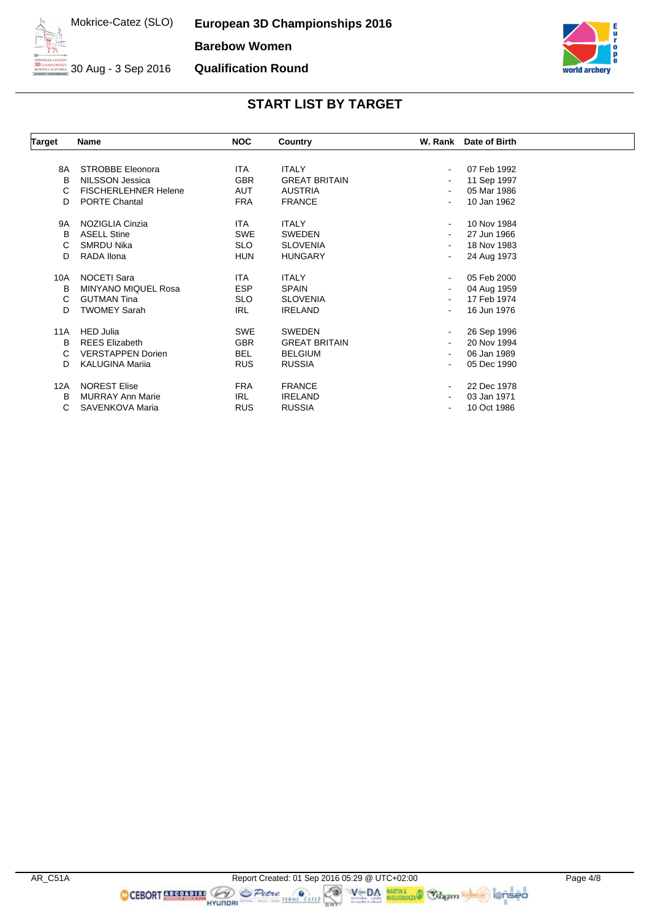# European 3D Championships 2016

**Barebow Women**

**Qualification Round**

Mokrice-Catez (SLO)

30 Aug - 3 Sep 2016

## START LIST BY TARGET

| Target | Name | NOC | Country | W. Rank | Date of Birth |
|---|---|---|---|---|---|
| 8A | STROBBE Eleonora | ITA | ITALY | - | 07 Feb 1992 |
| B | NILSSON Jessica | GBR | GREAT BRITAIN | - | 11 Sep 1997 |
| C | FISCHERLEHNER Helene | AUT | AUSTRIA | - | 05 Mar 1986 |
| D | PORTE Chantal | FRA | FRANCE | - | 10 Jan 1962 |
| 9A | NOZIGLIA Cinzia | ITA | ITALY | - | 10 Nov 1984 |
| B | ASELL Stine | SWE | SWEDEN | - | 27 Jun 1966 |
| C | SMRDU Nika | SLO | SLOVENIA | - | 18 Nov 1983 |
| D | RADA Ilona | HUN | HUNGARY | - | 24 Aug 1973 |
| 10A | NOCETI Sara | ITA | ITALY | - | 05 Feb 2000 |
| B | MINYANO MIQUEL Rosa | ESP | SPAIN | - | 04 Aug 1959 |
| C | GUTMAN Tina | SLO | SLOVENIA | - | 17 Feb 1974 |
| D | TWOMEY Sarah | IRL | IRELAND | - | 16 Jun 1976 |
| 11A | HED Julia | SWE | SWEDEN | - | 26 Sep 1996 |
| B | REES Elizabeth | GBR | GREAT BRITAIN | - | 20 Nov 1994 |
| C | VERSTAPPEN Dorien | BEL | BELGIUM | - | 06 Jan 1989 |
| D | KALUGINA Mariia | RUS | RUSSIA | - | 05 Dec 1990 |
| 12A | NOREST Elise | FRA | FRANCE | - | 22 Dec 1978 |
| B | MURRAY Ann Marie | IRL | IRELAND | - | 03 Jan 1971 |
| C | SAVENKOVA Maria | RUS | RUSSIA | - | 10 Oct 1986 |

AR_C51A

Report Created: 01 Sep 2016 05:29 @ UTC+02:00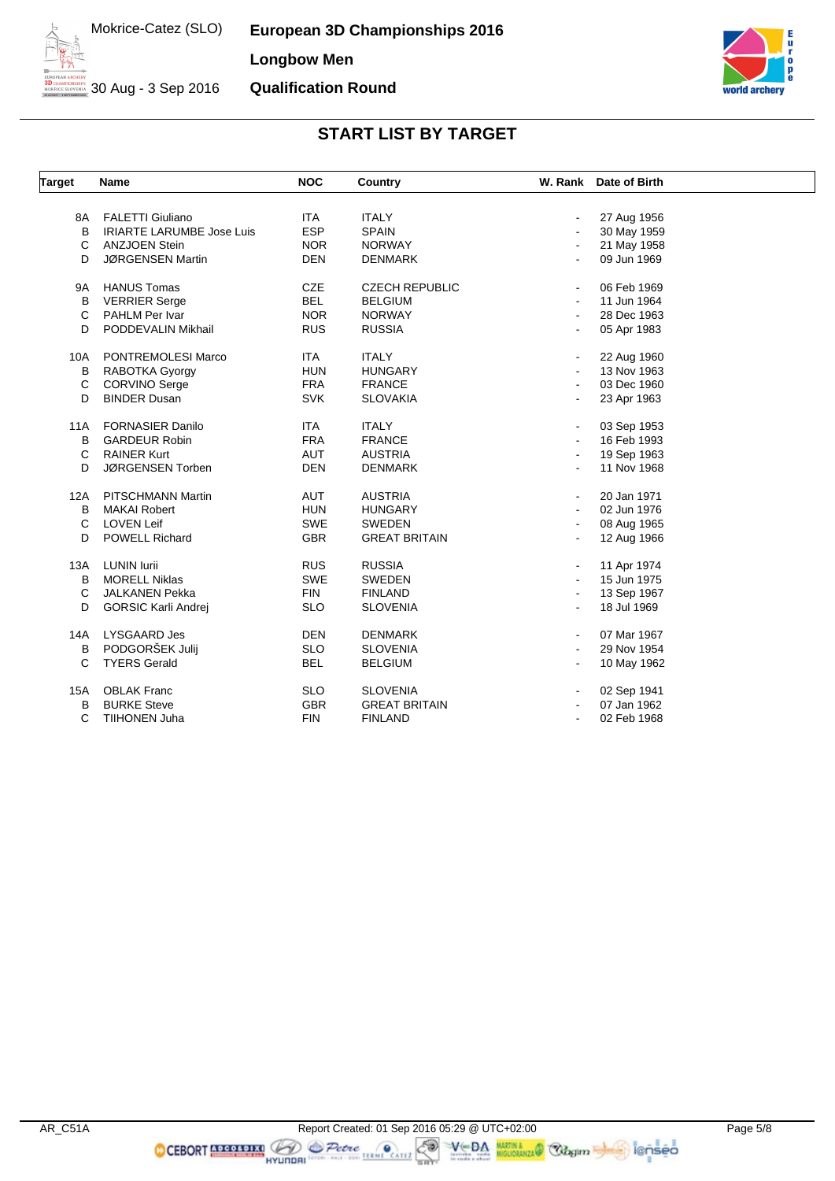# START LIST BY TARGET

| Target | Name | NOC | Country | W. Rank | Date of Birth |
|---|---|---|---|---|---|
| 8A | FALETTI Giuliano | ITA | ITALY | - | 27 Aug 1956 |
| B | IRIARTE LARUMBE Jose Luis | ESP | SPAIN | - | 30 May 1959 |
| C | ANZJOEN Stein | NOR | NORWAY | - | 21 May 1958 |
| D | JØRGENSEN Martin | DEN | DENMARK | - | 09 Jun 1969 |
| 9A | HANUS Tomas | CZE | CZECH REPUBLIC | - | 06 Feb 1969 |
| B | VERRIER Serge | BEL | BELGIUM | - | 11 Jun 1964 |
| C | PAHLM Per Ivar | NOR | NORWAY | - | 28 Dec 1963 |
| D | PODDEVALIN Mikhail | RUS | RUSSIA | - | 05 Apr 1983 |
| 10A | PONTREMOLESI Marco | ITA | ITALY | - | 22 Aug 1960 |
| B | RABOTKA Gyorgy | HUN | HUNGARY | - | 13 Nov 1963 |
| C | CORVINO Serge | FRA | FRANCE | - | 03 Dec 1960 |
| D | BINDER Dusan | SVK | SLOVAKIA | - | 23 Apr 1963 |
| 11A | FORNASIER Danilo | ITA | ITALY | - | 03 Sep 1953 |
| B | GARDEUR Robin | FRA | FRANCE | - | 16 Feb 1993 |
| C | RAINER Kurt | AUT | AUSTRIA | - | 19 Sep 1963 |
| D | JØRGENSEN Torben | DEN | DENMARK | - | 11 Nov 1968 |
| 12A | PITSCHMANN Martin | AUT | AUSTRIA | - | 20 Jan 1971 |
| B | MAKAI Robert | HUN | HUNGARY | - | 02 Jun 1976 |
| C | LOVEN Leif | SWE | SWEDEN | - | 08 Aug 1965 |
| D | POWELL Richard | GBR | GREAT BRITAIN | - | 12 Aug 1966 |
| 13A | LUNIN Iurii | RUS | RUSSIA | - | 11 Apr 1974 |
| B | MORELL Niklas | SWE | SWEDEN | - | 15 Jun 1975 |
| C | JALKANEN Pekka | FIN | FINLAND | - | 13 Sep 1967 |
| D | GORSIC Karli Andrej | SLO | SLOVENIA | - | 18 Jul 1969 |
| 14A | LYSGAARD Jes | DEN | DENMARK | - | 07 Mar 1967 |
| B | PODGORŠEK Julij | SLO | SLOVENIA | - | 29 Nov 1954 |
| C | TYERS Gerald | BEL | BELGIUM | - | 10 May 1962 |
| 15A | OBLAK Franc | SLO | SLOVENIA | - | 02 Sep 1941 |
| B | BURKE Steve | GBR | GREAT BRITAIN | - | 07 Jan 1962 |
| C | TIIHONEN Juha | FIN | FINLAND | - | 02 Feb 1968 |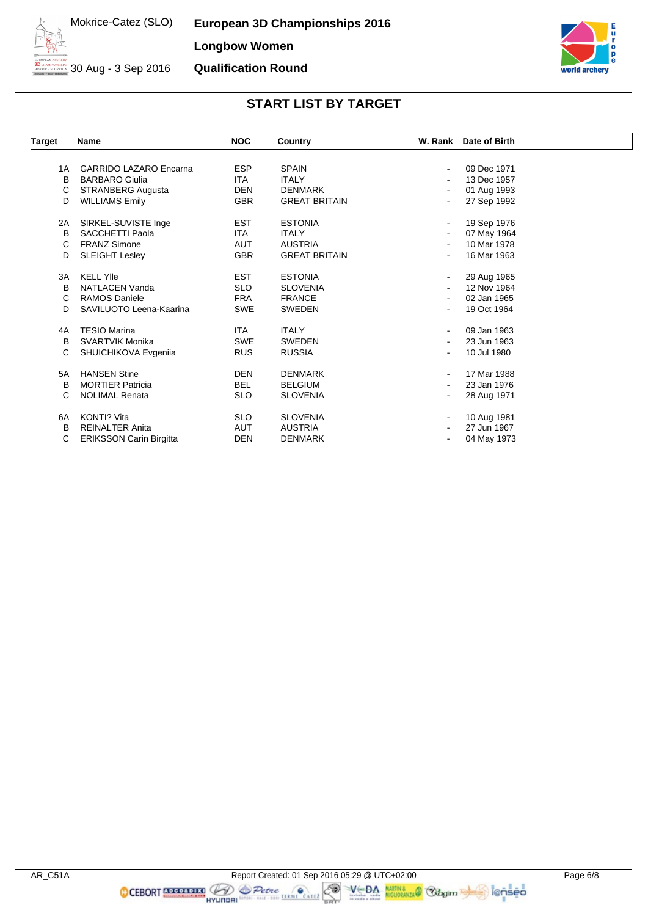# European 3D Championships 2016

Mokrice-Catez (SLO)
30 Aug - 3 Sep 2016

**Longbow Women**

**Qualification Round**

## START LIST BY TARGET

| Target | Name | NOC | Country | W. Rank | Date of Birth |
|---|---|---|---|---|---|
| 1A | GARRIDO LAZARO Encarna | ESP | SPAIN | - | 09 Dec 1971 |
| B | BARBARO Giulia | ITA | ITALY | - | 13 Dec 1957 |
| C | STRANBERG Augusta | DEN | DENMARK | - | 01 Aug 1993 |
| D | WILLIAMS Emily | GBR | GREAT BRITAIN | - | 27 Sep 1992 |
| 2A | SIRKEL-SUVISTE Inge | EST | ESTONIA | - | 19 Sep 1976 |
| B | SACCHETTI Paola | ITA | ITALY | - | 07 May 1964 |
| C | FRANZ Simone | AUT | AUSTRIA | - | 10 Mar 1978 |
| D | SLEIGHT Lesley | GBR | GREAT BRITAIN | - | 16 Mar 1963 |
| 3A | KELL Ylle | EST | ESTONIA | - | 29 Aug 1965 |
| B | NATLACEN Vanda | SLO | SLOVENIA | - | 12 Nov 1964 |
| C | RAMOS Daniele | FRA | FRANCE | - | 02 Jan 1965 |
| D | SAVILUOTO Leena-Kaarina | SWE | SWEDEN | - | 19 Oct 1964 |
| 4A | TESIO Marina | ITA | ITALY | - | 09 Jan 1963 |
| B | SVARTVIK Monika | SWE | SWEDEN | - | 23 Jun 1963 |
| C | SHUICHIKOVA Evgeniia | RUS | RUSSIA | - | 10 Jul 1980 |
| 5A | HANSEN Stine | DEN | DENMARK | - | 17 Mar 1988 |
| B | MORTIER Patricia | BEL | BELGIUM | - | 23 Jan 1976 |
| C | NOLIMAL Renata | SLO | SLOVENIA | - | 28 Aug 1971 |
| 6A | KONTI? Vita | SLO | SLOVENIA | - | 10 Aug 1981 |
| B | REINALTER Anita | AUT | AUSTRIA | - | 27 Jun 1967 |
| C | ERIKSSON Carin Birgitta | DEN | DENMARK | - | 04 May 1973 |

AR_C51A Report Created: 01 Sep 2016 05:29 @ UTC+02:00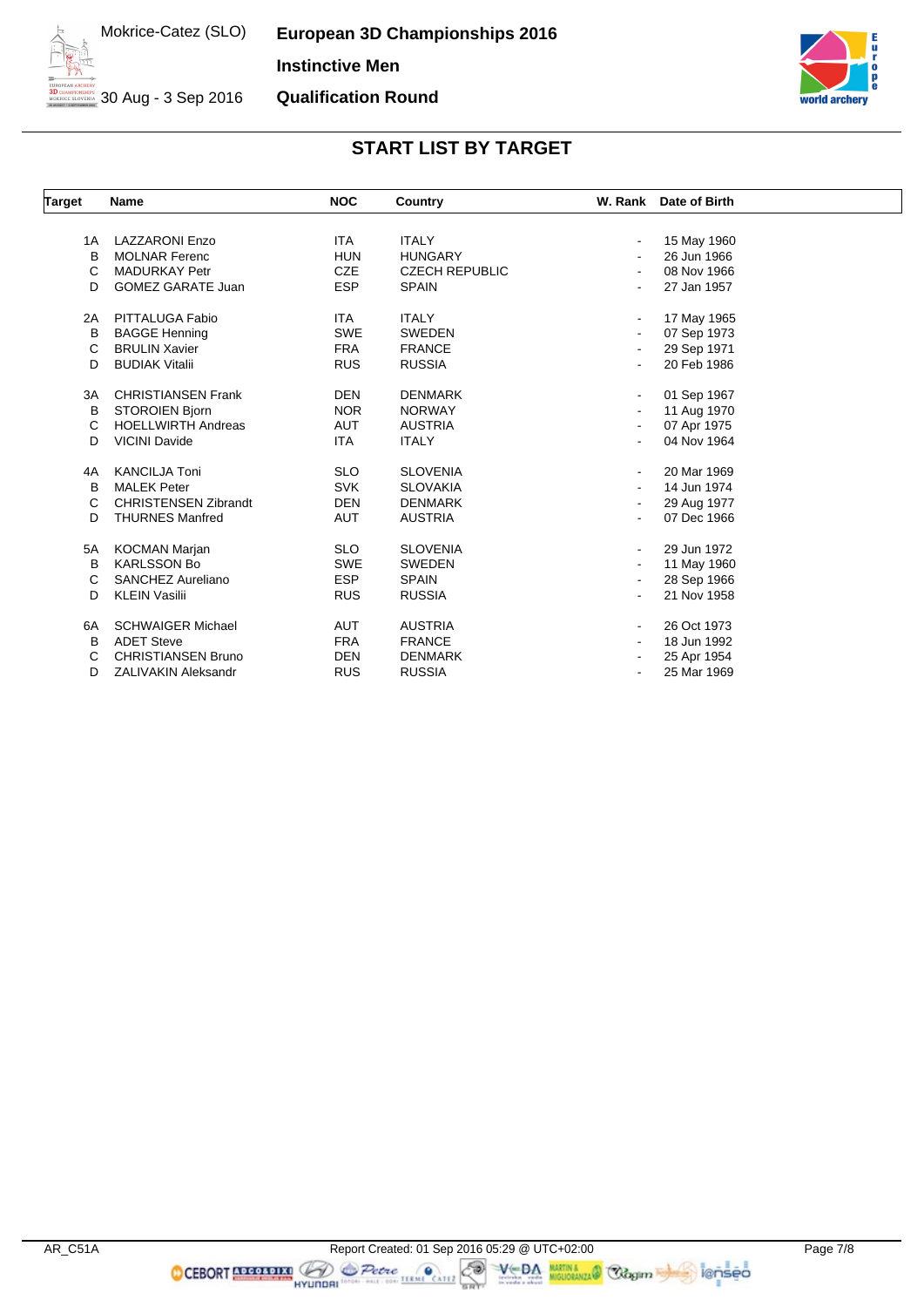# European 3D Championships 2016

**Instinctive Men**

**Qualification Round**

Mokrice-Catez (SLO)

30 Aug - 3 Sep 2016

## START LIST BY TARGET

| Target | Name | NOC | Country | W. Rank | Date of Birth |
|---|---|---|---|---|---|
| 1A | LAZZARONI Enzo | ITA | ITALY | - | 15 May 1960 |
| B | MOLNAR Ferenc | HUN | HUNGARY | - | 26 Jun 1966 |
| C | MADURKAY Petr | CZE | CZECH REPUBLIC | - | 08 Nov 1966 |
| D | GOMEZ GARATE Juan | ESP | SPAIN | - | 27 Jan 1957 |
| 2A | PITTALUGA Fabio | ITA | ITALY | - | 17 May 1965 |
| B | BAGGE Henning | SWE | SWEDEN | - | 07 Sep 1973 |
| C | BRULIN Xavier | FRA | FRANCE | - | 29 Sep 1971 |
| D | BUDIAK Vitalii | RUS | RUSSIA | - | 20 Feb 1986 |
| 3A | CHRISTIANSEN Frank | DEN | DENMARK | - | 01 Sep 1967 |
| B | STOROIEN Bjorn | NOR | NORWAY | - | 11 Aug 1970 |
| C | HOELLWIRTH Andreas | AUT | AUSTRIA | - | 07 Apr 1975 |
| D | VICINI Davide | ITA | ITALY | - | 04 Nov 1964 |
| 4A | KANCILJA Toni | SLO | SLOVENIA | - | 20 Mar 1969 |
| B | MALEK Peter | SVK | SLOVAKIA | - | 14 Jun 1974 |
| C | CHRISTENSEN Zibrandt | DEN | DENMARK | - | 29 Aug 1977 |
| D | THURNES Manfred | AUT | AUSTRIA | - | 07 Dec 1966 |
| 5A | KOCMAN Marjan | SLO | SLOVENIA | - | 29 Jun 1972 |
| B | KARLSSON Bo | SWE | SWEDEN | - | 11 May 1960 |
| C | SANCHEZ Aureliano | ESP | SPAIN | - | 28 Sep 1966 |
| D | KLEIN Vasilii | RUS | RUSSIA | - | 21 Nov 1958 |
| 6A | SCHWAIGER Michael | AUT | AUSTRIA | - | 26 Oct 1973 |
| B | ADET Steve | FRA | FRANCE | - | 18 Jun 1992 |
| C | CHRISTIANSEN Bruno | DEN | DENMARK | - | 25 Apr 1954 |
| D | ZALIVAKIN Aleksandr | RUS | RUSSIA | - | 25 Mar 1969 |

AR_C51A Report Created: 01 Sep 2016 05:29 @ UTC+02:00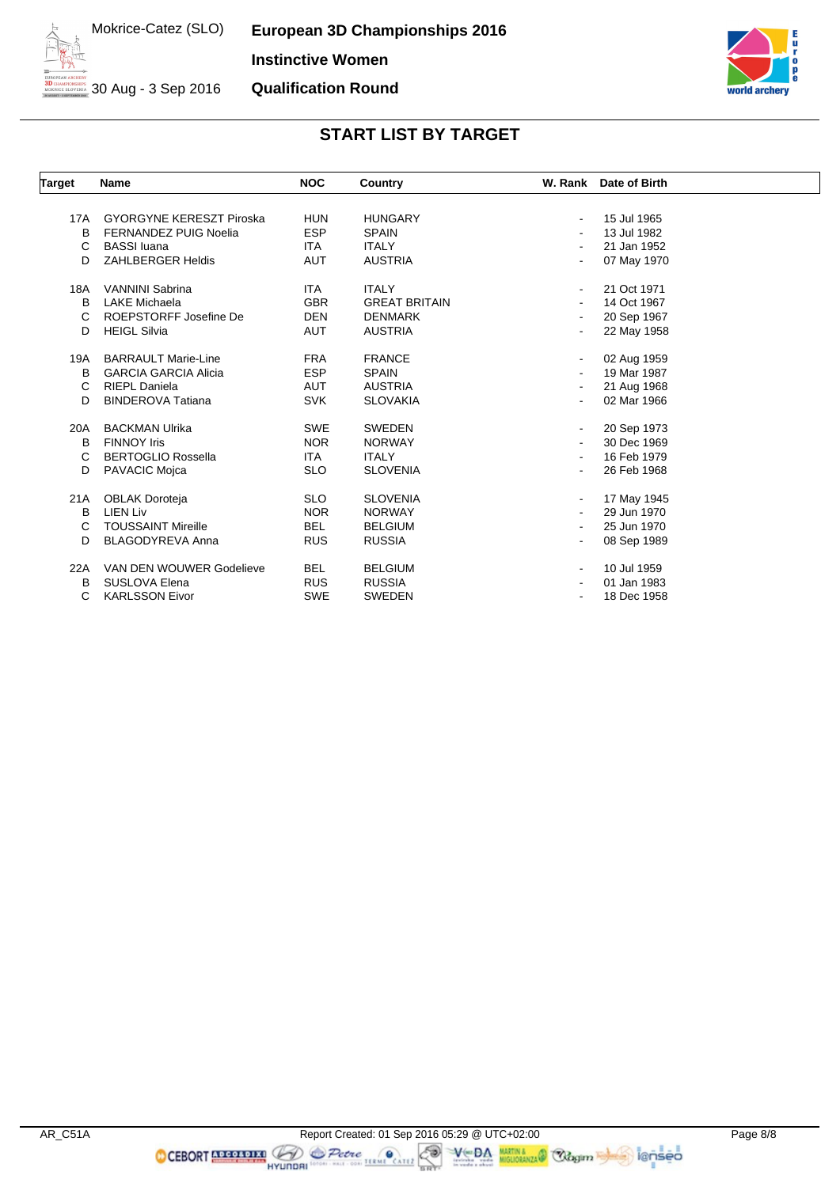Mokrice-Catez (SLO)
30 Aug - 3 Sep 2016

# European 3D Championships 2016

**Instinctive Women**

**Qualification Round**

## START LIST BY TARGET

| Target | Name | NOC | Country | W. Rank | Date of Birth |
|---|---|---|---|---|---|
| 17A | GYORGYNE KERESZT Piroska | HUN | HUNGARY | - | 15 Jul 1965 |
| B | FERNANDEZ PUIG Noelia | ESP | SPAIN | - | 13 Jul 1982 |
| C | BASSI Iuana | ITA | ITALY | - | 21 Jan 1952 |
| D | ZAHLBERGER Heldis | AUT | AUSTRIA | - | 07 May 1970 |
| 18A | VANNINI Sabrina | ITA | ITALY | - | 21 Oct 1971 |
| B | LAKE Michaela | GBR | GREAT BRITAIN | - | 14 Oct 1967 |
| C | ROEPSTORFF Josefine De | DEN | DENMARK | - | 20 Sep 1967 |
| D | HEIGL Silvia | AUT | AUSTRIA | - | 22 May 1958 |
| 19A | BARRAULT Marie-Line | FRA | FRANCE | - | 02 Aug 1959 |
| B | GARCIA GARCIA Alicia | ESP | SPAIN | - | 19 Mar 1987 |
| C | RIEPL Daniela | AUT | AUSTRIA | - | 21 Aug 1968 |
| D | BINDEROVA Tatiana | SVK | SLOVAKIA | - | 02 Mar 1966 |
| 20A | BACKMAN Ulrika | SWE | SWEDEN | - | 20 Sep 1973 |
| B | FINNOY Iris | NOR | NORWAY | - | 30 Dec 1969 |
| C | BERTOGLIO Rossella | ITA | ITALY | - | 16 Feb 1979 |
| D | PAVACIC Mojca | SLO | SLOVENIA | - | 26 Feb 1968 |
| 21A | OBLAK Doroteja | SLO | SLOVENIA | - | 17 May 1945 |
| B | LIEN Liv | NOR | NORWAY | - | 29 Jun 1970 |
| C | TOUSSAINT Mireille | BEL | BELGIUM | - | 25 Jun 1970 |
| D | BLAGODYREVA Anna | RUS | RUSSIA | - | 08 Sep 1989 |
| 22A | VAN DEN WOUWER Godelieve | BEL | BELGIUM | - | 10 Jul 1959 |
| B | SUSLOVA Elena | RUS | RUSSIA | - | 01 Jan 1983 |
| C | KARLSSON Eivor | SWE | SWEDEN | - | 18 Dec 1958 |

AR_C51A    Report Created: 01 Sep 2016 05:29 @ UTC+02:00